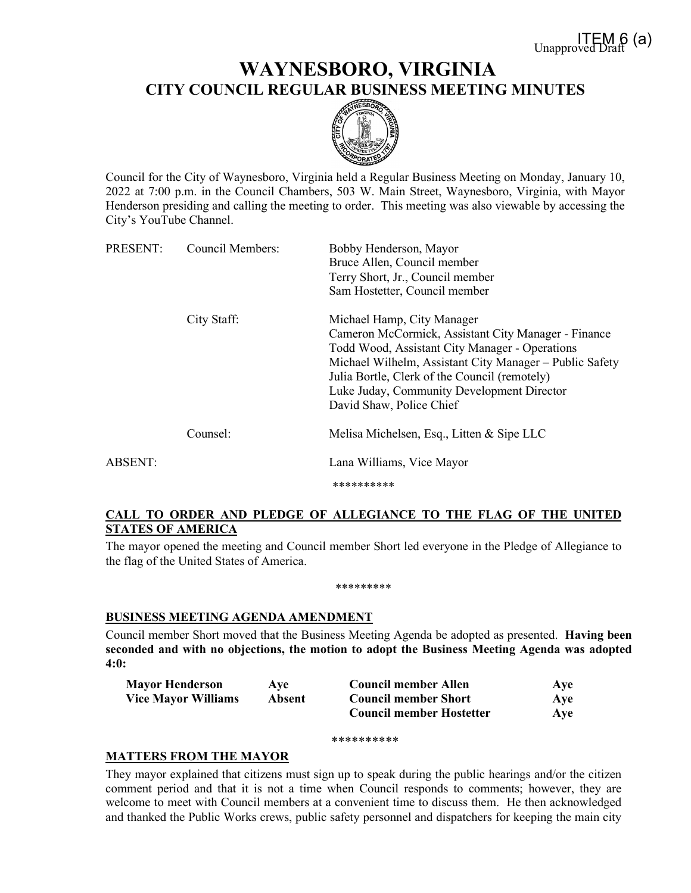ITEM 6 (a)
Unapproved Draft

# WAYNESBORO, VIRGINIA
## CITY COUNCIL REGULAR BUSINESS MEETING MINUTES

Council for the City of Waynesboro, Virginia held a Regular Business Meeting on Monday, January 10, 2022 at 7:00 p.m. in the Council Chambers, 503 W. Main Street, Waynesboro, Virginia, with Mayor Henderson presiding and calling the meeting to order. This meeting was also viewable by accessing the City's YouTube Channel.

| | | |
|---|---|---|
| PRESENT: | Council Members: | Bobby Henderson, Mayor<br>Bruce Allen, Council member<br>Terry Short, Jr., Council member<br>Sam Hostetter, Council member |
| | City Staff: | Michael Hamp, City Manager<br>Cameron McCormick, Assistant City Manager - Finance<br>Todd Wood, Assistant City Manager - Operations<br>Michael Wilhelm, Assistant City Manager – Public Safety<br>Julia Bortle, Clerk of the Council (remotely)<br>Luke Juday, Community Development Director<br>David Shaw, Police Chief |
| | Counsel: | Melisa Michelsen, Esq., Litten & Sipe LLC |
| ABSENT: | | Lana Williams, Vice Mayor |

**********

**CALL TO ORDER AND PLEDGE OF ALLEGIANCE TO THE FLAG OF THE UNITED STATES OF AMERICA**

The mayor opened the meeting and Council member Short led everyone in the Pledge of Allegiance to the flag of the United States of America.

*********

**BUSINESS MEETING AGENDA AMENDMENT**

Council member Short moved that the Business Meeting Agenda be adopted as presented. **Having been seconded and with no objections, the motion to adopt the Business Meeting Agenda was adopted 4:0:**

| | | | |
|---|---|---|---|
| **Mayor Henderson** | **Aye** | **Council member Allen** | **Aye** |
| **Vice Mayor Williams** | **Absent** | **Council member Short** | **Aye** |
| | | **Council member Hostetter** | **Aye** |

**********

**MATTERS FROM THE MAYOR**

They mayor explained that citizens must sign up to speak during the public hearings and/or the citizen comment period and that it is not a time when Council responds to comments; however, they are welcome to meet with Council members at a convenient time to discuss them. He then acknowledged and thanked the Public Works crews, public safety personnel and dispatchers for keeping the main city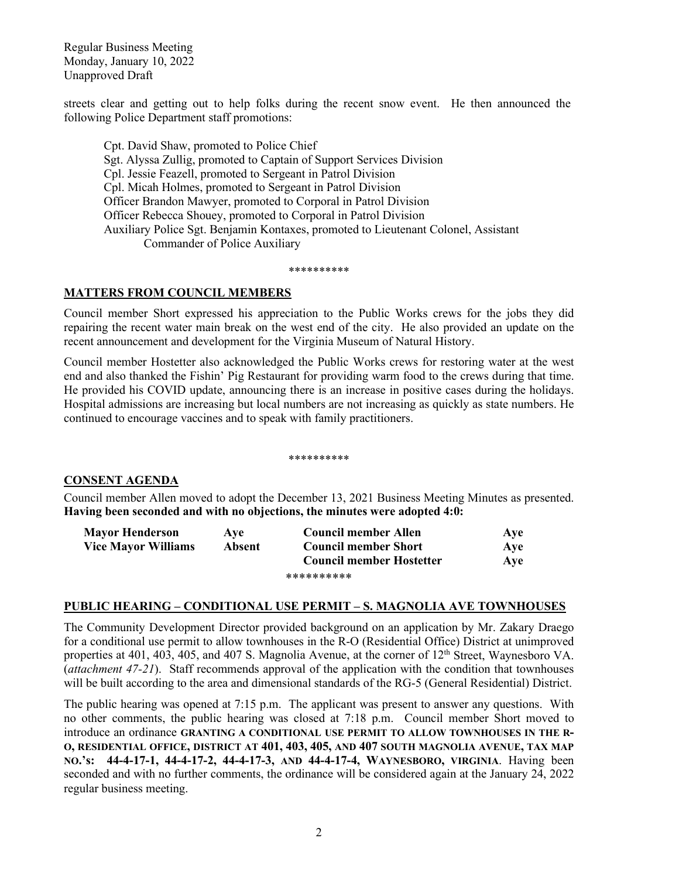streets clear and getting out to help folks during the recent snow event. He then announced the following Police Department staff promotions:

Cpt. David Shaw, promoted to Police Chief
Sgt. Alyssa Zullig, promoted to Captain of Support Services Division
Cpl. Jessie Feazell, promoted to Sergeant in Patrol Division
Cpl. Micah Holmes, promoted to Sergeant in Patrol Division
Officer Brandon Mawyer, promoted to Corporal in Patrol Division
Officer Rebecca Shouey, promoted to Corporal in Patrol Division
Auxiliary Police Sgt. Benjamin Kontaxes, promoted to Lieutenant Colonel, Assistant Commander of Police Auxiliary

**********

## MATTERS FROM COUNCIL MEMBERS

Council member Short expressed his appreciation to the Public Works crews for the jobs they did repairing the recent water main break on the west end of the city. He also provided an update on the recent announcement and development for the Virginia Museum of Natural History.

Council member Hostetter also acknowledged the Public Works crews for restoring water at the west end and also thanked the Fishin' Pig Restaurant for providing warm food to the crews during that time. He provided his COVID update, announcing there is an increase in positive cases during the holidays. Hospital admissions are increasing but local numbers are not increasing as quickly as state numbers. He continued to encourage vaccines and to speak with family practitioners.

**********

## CONSENT AGENDA

Council member Allen moved to adopt the December 13, 2021 Business Meeting Minutes as presented. **Having been seconded and with no objections, the minutes were adopted 4:0:**

| | | | |
|---|---|---|---|
| **Mayor Henderson** | **Aye** | **Council member Allen** | **Aye** |
| **Vice Mayor Williams** | **Absent** | **Council member Short** | **Aye** |
| | | **Council member Hostetter** | **Aye** |

**********

## PUBLIC HEARING – CONDITIONAL USE PERMIT – S. MAGNOLIA AVE TOWNHOUSES

The Community Development Director provided background on an application by Mr. Zakary Draego for a conditional use permit to allow townhouses in the R-O (Residential Office) District at unimproved properties at 401, 403, 405, and 407 S. Magnolia Avenue, at the corner of 12th Street, Waynesboro VA. (*attachment 47-21*). Staff recommends approval of the application with the condition that townhouses will be built according to the area and dimensional standards of the RG-5 (General Residential) District.

The public hearing was opened at 7:15 p.m. The applicant was present to answer any questions. With no other comments, the public hearing was closed at 7:18 p.m. Council member Short moved to introduce an ordinance **GRANTING A CONDITIONAL USE PERMIT TO ALLOW TOWNHOUSES IN THE R-O, RESIDENTIAL OFFICE, DISTRICT AT 401, 403, 405, AND 407 SOUTH MAGNOLIA AVENUE, TAX MAP NO.'s: 44-4-17-1, 44-4-17-2, 44-4-17-3, AND 44-4-17-4, WAYNESBORO, VIRGINIA**. Having been seconded and with no further comments, the ordinance will be considered again at the January 24, 2022 regular business meeting.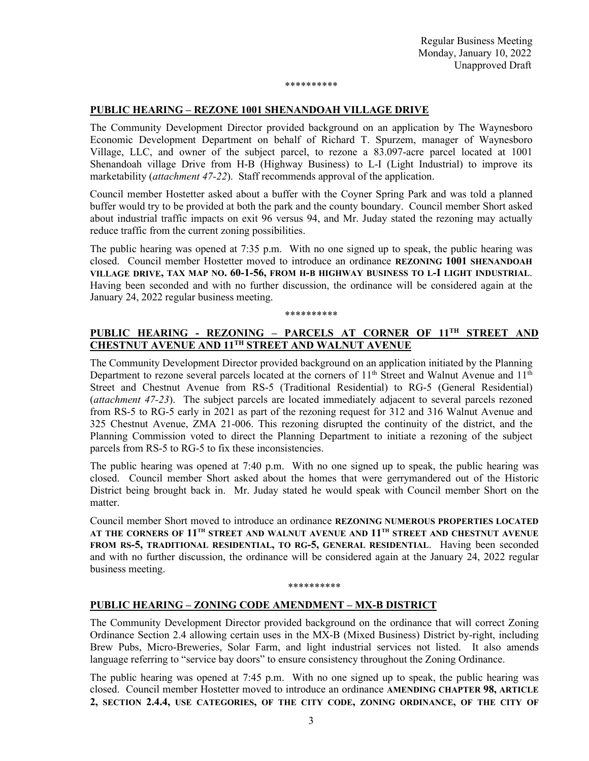\*\*\*\*\*\*\*\*\*\*

## PUBLIC HEARING – REZONE 1001 SHENANDOAH VILLAGE DRIVE

The Community Development Director provided background on an application by The Waynesboro Economic Development Department on behalf of Richard T. Spurzem, manager of Waynesboro Village, LLC, and owner of the subject parcel, to rezone a 83.097-acre parcel located at 1001 Shenandoah village Drive from H-B (Highway Business) to L-I (Light Industrial) to improve its marketability (*attachment 47-22*). Staff recommends approval of the application.

Council member Hostetter asked about a buffer with the Coyner Spring Park and was told a planned buffer would try to be provided at both the park and the county boundary. Council member Short asked about industrial traffic impacts on exit 96 versus 94, and Mr. Juday stated the rezoning may actually reduce traffic from the current zoning possibilities.

The public hearing was opened at 7:35 p.m. With no one signed up to speak, the public hearing was closed. Council member Hostetter moved to introduce an ordinance **REZONING 1001 SHENANDOAH VILLAGE DRIVE, TAX MAP NO. 60-1-56, FROM H-B HIGHWAY BUSINESS TO L-I LIGHT INDUSTRIAL**. Having been seconded and with no further discussion, the ordinance will be considered again at the January 24, 2022 regular business meeting.

\*\*\*\*\*\*\*\*\*\*

## PUBLIC HEARING - REZONING – PARCELS AT CORNER OF 11TH STREET AND CHESTNUT AVENUE AND 11TH STREET AND WALNUT AVENUE

The Community Development Director provided background on an application initiated by the Planning Department to rezone several parcels located at the corners of 11th Street and Walnut Avenue and 11th Street and Chestnut Avenue from RS-5 (Traditional Residential) to RG-5 (General Residential) (*attachment 47-23*). The subject parcels are located immediately adjacent to several parcels rezoned from RS-5 to RG-5 early in 2021 as part of the rezoning request for 312 and 316 Walnut Avenue and 325 Chestnut Avenue, ZMA 21-006. This rezoning disrupted the continuity of the district, and the Planning Commission voted to direct the Planning Department to initiate a rezoning of the subject parcels from RS-5 to RG-5 to fix these inconsistencies.

The public hearing was opened at 7:40 p.m. With no one signed up to speak, the public hearing was closed. Council member Short asked about the homes that were gerrymandered out of the Historic District being brought back in. Mr. Juday stated he would speak with Council member Short on the matter.

Council member Short moved to introduce an ordinance **REZONING NUMEROUS PROPERTIES LOCATED AT THE CORNERS OF 11TH STREET AND WALNUT AVENUE AND 11TH STREET AND CHESTNUT AVENUE FROM RS-5, TRADITIONAL RESIDENTIAL, TO RG-5, GENERAL RESIDENTIAL**. Having been seconded and with no further discussion, the ordinance will be considered again at the January 24, 2022 regular business meeting.

\*\*\*\*\*\*\*\*\*\*

## PUBLIC HEARING – ZONING CODE AMENDMENT – MX-B DISTRICT

The Community Development Director provided background on the ordinance that will correct Zoning Ordinance Section 2.4 allowing certain uses in the MX-B (Mixed Business) District by-right, including Brew Pubs, Micro-Breweries, Solar Farm, and light industrial services not listed. It also amends language referring to "service bay doors" to ensure consistency throughout the Zoning Ordinance.

The public hearing was opened at 7:45 p.m. With no one signed up to speak, the public hearing was closed. Council member Hostetter moved to introduce an ordinance **AMENDING CHAPTER 98, ARTICLE 2, SECTION 2.4.4, USE CATEGORIES, OF THE CITY CODE, ZONING ORDINANCE, OF THE CITY OF**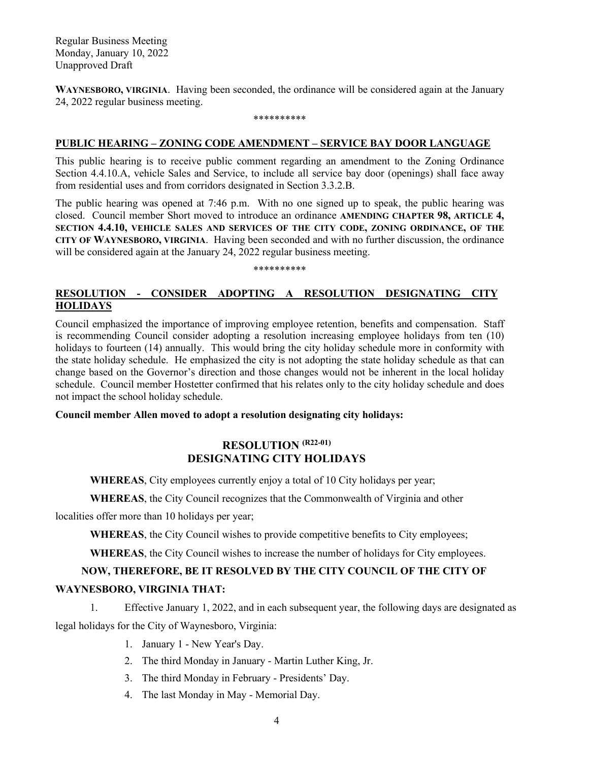**WAYNESBORO, VIRGINIA**. Having been seconded, the ordinance will be considered again at the January 24, 2022 regular business meeting.

\*\*\*\*\*\*\*\*\*\*

## PUBLIC HEARING – ZONING CODE AMENDMENT – SERVICE BAY DOOR LANGUAGE

This public hearing is to receive public comment regarding an amendment to the Zoning Ordinance Section 4.4.10.A, vehicle Sales and Service, to include all service bay door (openings) shall face away from residential uses and from corridors designated in Section 3.3.2.B.

The public hearing was opened at 7:46 p.m. With no one signed up to speak, the public hearing was closed. Council member Short moved to introduce an ordinance **AMENDING CHAPTER 98, ARTICLE 4, SECTION 4.4.10, VEHICLE SALES AND SERVICES OF THE CITY CODE, ZONING ORDINANCE, OF THE CITY OF WAYNESBORO, VIRGINIA**. Having been seconded and with no further discussion, the ordinance will be considered again at the January 24, 2022 regular business meeting.

\*\*\*\*\*\*\*\*\*\*

## RESOLUTION - CONSIDER ADOPTING A RESOLUTION DESIGNATING CITY HOLIDAYS

Council emphasized the importance of improving employee retention, benefits and compensation. Staff is recommending Council consider adopting a resolution increasing employee holidays from ten (10) holidays to fourteen (14) annually. This would bring the city holiday schedule more in conformity with the state holiday schedule. He emphasized the city is not adopting the state holiday schedule as that can change based on the Governor's direction and those changes would not be inherent in the local holiday schedule. Council member Hostetter confirmed that his relates only to the city holiday schedule and does not impact the school holiday schedule.

**Council member Allen moved to adopt a resolution designating city holidays:**

### RESOLUTION (R22-01)
### DESIGNATING CITY HOLIDAYS

**WHEREAS**, City employees currently enjoy a total of 10 City holidays per year;

**WHEREAS**, the City Council recognizes that the Commonwealth of Virginia and other localities offer more than 10 holidays per year;

**WHEREAS**, the City Council wishes to provide competitive benefits to City employees;

**WHEREAS**, the City Council wishes to increase the number of holidays for City employees.

**NOW, THEREFORE, BE IT RESOLVED BY THE CITY COUNCIL OF THE CITY OF WAYNESBORO, VIRGINIA THAT:**

1. Effective January 1, 2022, and in each subsequent year, the following days are designated as legal holidays for the City of Waynesboro, Virginia:

    1. January 1 - New Year's Day.
    2. The third Monday in January - Martin Luther King, Jr.
    3. The third Monday in February - Presidents' Day.
    4. The last Monday in May - Memorial Day.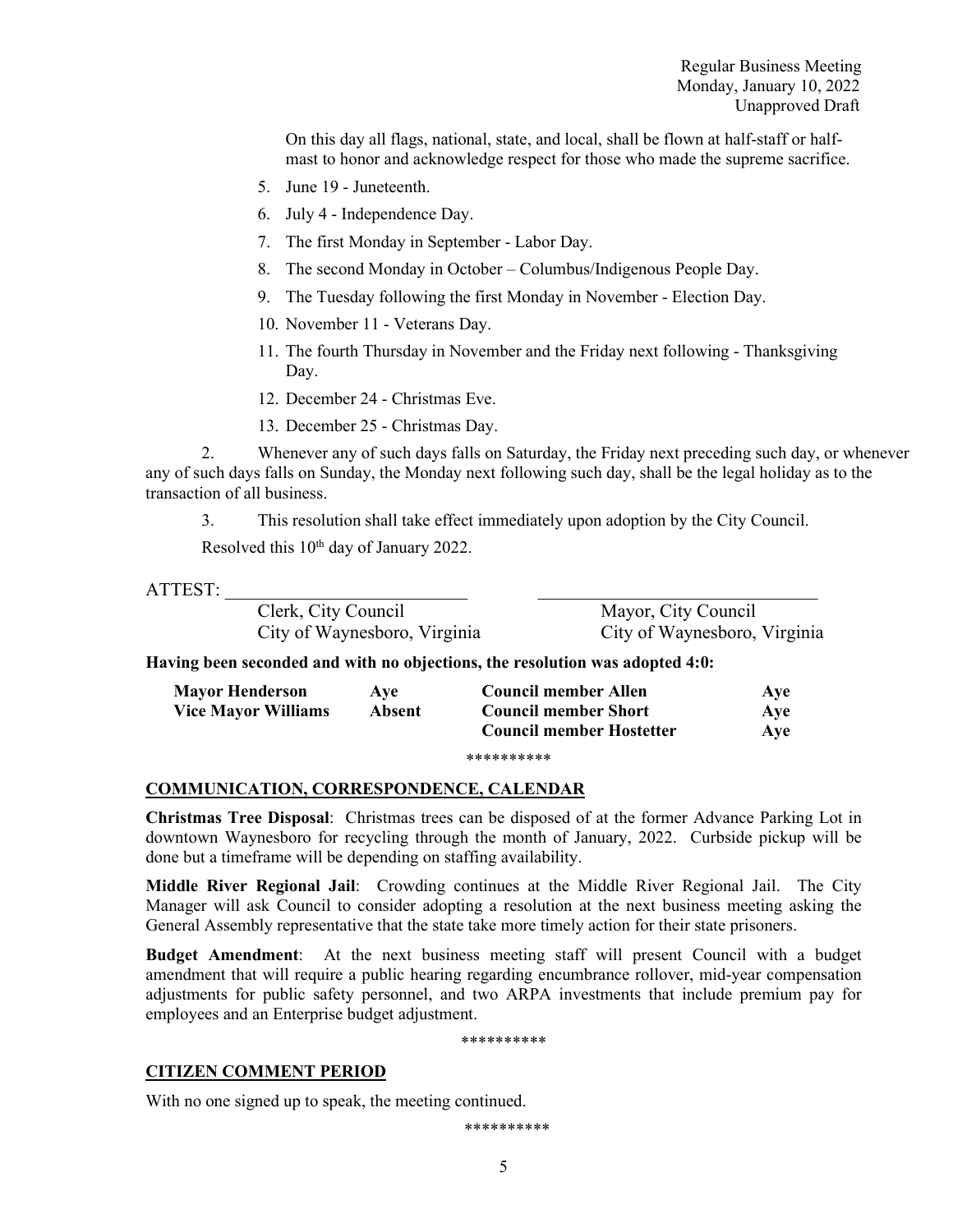On this day all flags, national, state, and local, shall be flown at half-staff or half-mast to honor and acknowledge respect for those who made the supreme sacrifice.

5. June 19 - Juneteenth.
6. July 4 - Independence Day.
7. The first Monday in September - Labor Day.
8. The second Monday in October – Columbus/Indigenous People Day.
9. The Tuesday following the first Monday in November - Election Day.
10. November 11 - Veterans Day.
11. The fourth Thursday in November and the Friday next following - Thanksgiving Day.
12. December 24 - Christmas Eve.
13. December 25 - Christmas Day.

2. Whenever any of such days falls on Saturday, the Friday next preceding such day, or whenever any of such days falls on Sunday, the Monday next following such day, shall be the legal holiday as to the transaction of all business.

3. This resolution shall take effect immediately upon adoption by the City Council.

Resolved this 10th day of January 2022.

ATTEST: ___________________________ ___________________________

Clerk, City Council
City of Waynesboro, Virginia

Mayor, City Council
City of Waynesboro, Virginia

**Having been seconded and with no objections, the resolution was adopted 4:0:**

| | | | |
|---|---|---|---|
| **Mayor Henderson** | **Aye** | **Council member Allen** | **Aye** |
| **Vice Mayor Williams** | **Absent** | **Council member Short** | **Aye** |
| | | **Council member Hostetter** | **Aye** |

**********

## COMMUNICATION, CORRESPONDENCE, CALENDAR

**Christmas Tree Disposal**: Christmas trees can be disposed of at the former Advance Parking Lot in downtown Waynesboro for recycling through the month of January, 2022. Curbside pickup will be done but a timeframe will be depending on staffing availability.

**Middle River Regional Jail**: Crowding continues at the Middle River Regional Jail. The City Manager will ask Council to consider adopting a resolution at the next business meeting asking the General Assembly representative that the state take more timely action for their state prisoners.

**Budget Amendment**: At the next business meeting staff will present Council with a budget amendment that will require a public hearing regarding encumbrance rollover, mid-year compensation adjustments for public safety personnel, and two ARPA investments that include premium pay for employees and an Enterprise budget adjustment.

**********

## CITIZEN COMMENT PERIOD

With no one signed up to speak, the meeting continued.

**********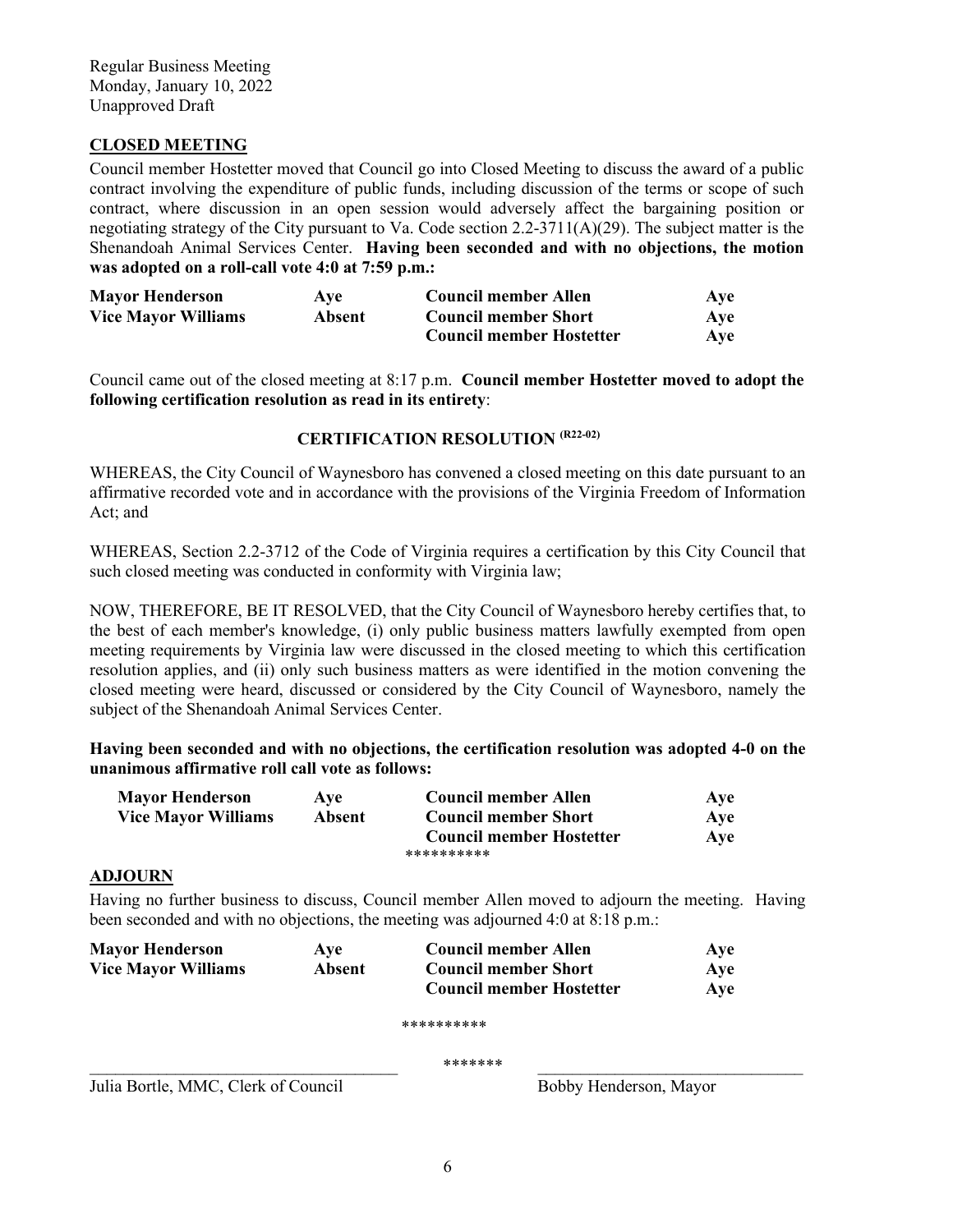Regular Business Meeting
Monday, January 10, 2022
Unapproved Draft

## CLOSED MEETING

Council member Hostetter moved that Council go into Closed Meeting to discuss the award of a public contract involving the expenditure of public funds, including discussion of the terms or scope of such contract, where discussion in an open session would adversely affect the bargaining position or negotiating strategy of the City pursuant to Va. Code section 2.2-3711(A)(29). The subject matter is the Shenandoah Animal Services Center. **Having been seconded and with no objections, the motion was adopted on a roll-call vote 4:0 at 7:59 p.m.:**

| | | | |
|---|---|---|---|
| **Mayor Henderson** | **Aye** | **Council member Allen** | **Aye** |
| **Vice Mayor Williams** | **Absent** | **Council member Short** | **Aye** |
| | | **Council member Hostetter** | **Aye** |

Council came out of the closed meeting at 8:17 p.m. **Council member Hostetter moved to adopt the following certification resolution as read in its entirety**:

### CERTIFICATION RESOLUTION (R22-02)

WHEREAS, the City Council of Waynesboro has convened a closed meeting on this date pursuant to an affirmative recorded vote and in accordance with the provisions of the Virginia Freedom of Information Act; and

WHEREAS, Section 2.2-3712 of the Code of Virginia requires a certification by this City Council that such closed meeting was conducted in conformity with Virginia law;

NOW, THEREFORE, BE IT RESOLVED, that the City Council of Waynesboro hereby certifies that, to the best of each member's knowledge, (i) only public business matters lawfully exempted from open meeting requirements by Virginia law were discussed in the closed meeting to which this certification resolution applies, and (ii) only such business matters as were identified in the motion convening the closed meeting were heard, discussed or considered by the City Council of Waynesboro, namely the subject of the Shenandoah Animal Services Center.

**Having been seconded and with no objections, the certification resolution was adopted 4-0 on the unanimous affirmative roll call vote as follows:**

| | | | |
|---|---|---|---|
| **Mayor Henderson** | **Aye** | **Council member Allen** | **Aye** |
| **Vice Mayor Williams** | **Absent** | **Council member Short** | **Aye** |
| | | **Council member Hostetter** | **Aye** |

**********

## ADJOURN

Having no further business to discuss, Council member Allen moved to adjourn the meeting. Having been seconded and with no objections, the meeting was adjourned 4:0 at 8:18 p.m.:

| | | | |
|---|---|---|---|
| **Mayor Henderson** | **Aye** | **Council member Allen** | **Aye** |
| **Vice Mayor Williams** | **Absent** | **Council member Short** | **Aye** |
| | | **Council member Hostetter** | **Aye** |

**********

*******

Julia Bortle, MMC, Clerk of Council

Bobby Henderson, Mayor